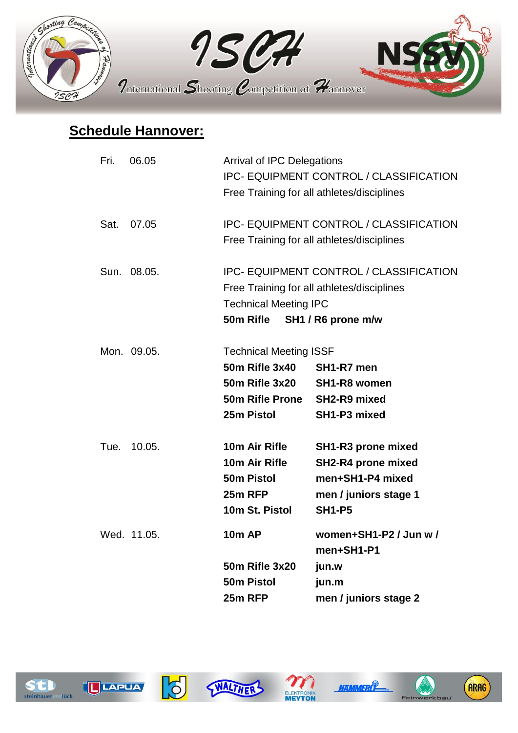# ISCH

International Shooting Competition of Hannover

NSSV

## Schedule Hannover:

| Day | Date | Event | |
|---|---|---|---|
| Fri. | 06.05 | Arrival of IPC Delegations | |
| | | IPC- EQUIPMENT CONTROL / CLASSIFICATION | |
| | | Free Training for all athletes/disciplines | |
| Sat. | 07.05 | IPC- EQUIPMENT CONTROL / CLASSIFICATION | |
| | | Free Training for all athletes/disciplines | |
| Sun. | 08.05. | IPC- EQUIPMENT CONTROL / CLASSIFICATION | |
| | | Free Training for all athletes/disciplines | |
| | | Technical Meeting IPC | |
| | | **50m Rifle** | **SH1 / R6 prone m/w** |
| Mon. | 09.05. | Technical Meeting ISSF | |
| | | **50m Rifle 3x40** | **SH1-R7 men** |
| | | **50m Rifle 3x20** | **SH1-R8 women** |
| | | **50m Rifle Prone** | **SH2-R9 mixed** |
| | | **25m Pistol** | **SH1-P3 mixed** |
| Tue. | 10.05. | **10m Air Rifle** | **SH1-R3 prone mixed** |
| | | **10m Air Rifle** | **SH2-R4 prone mixed** |
| | | **50m Pistol** | **men+SH1-P4 mixed** |
| | | **25m RFP** | **men / juniors stage 1** |
| | | **10m St. Pistol** | **SH1-P5** |
| Wed. | 11.05. | **10m AP** | **women+SH1-P2 / Jun w / men+SH1-P1** |
| | | **50m Rifle 3x20** | **jun.w** |
| | | **50m Pistol** | **jun.m** |
| | | **25m RFP** | **men / juniors stage 2** |

stl steinhauer und lück · LAPUA · kd · WALTHER · ELEKTRONIK MEYTON · HÄMMERLI · Feinwerkbau · ARAG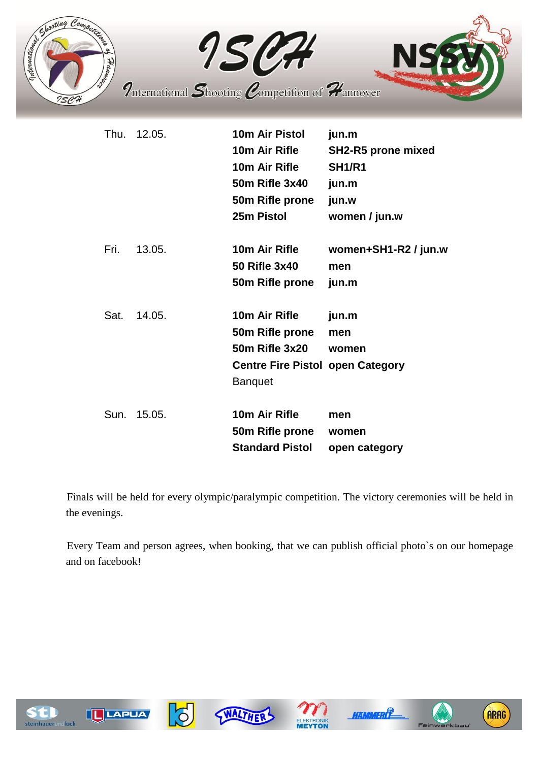# ISCH

International Shooting Competition of Hannover

| | | | |
|---|---|---|---|
| Thu. | 12.05. | **10m Air Pistol** | **jun.m** |
| | | **10m Air Rifle** | **SH2-R5 prone mixed** |
| | | **10m Air Rifle** | **SH1/R1** |
| | | **50m Rifle 3x40** | **jun.m** |
| | | **50m Rifle prone** | **jun.w** |
| | | **25m Pistol** | **women / jun.w** |
| Fri. | 13.05. | **10m Air Rifle** | **women+SH1-R2 / jun.w** |
| | | **50 Rifle 3x40** | **men** |
| | | **50m Rifle prone** | **jun.m** |
| Sat. | 14.05. | **10m Air Rifle** | **jun.m** |
| | | **50m Rifle prone** | **men** |
| | | **50m Rifle 3x20** | **women** |
| | | **Centre Fire Pistol** | **open Category** |
| | | Banquet | |
| Sun. | 15.05. | **10m Air Rifle** | **men** |
| | | **50m Rifle prone** | **women** |
| | | **Standard Pistol** | **open category** |

Finals will be held for every olympic/paralympic competition. The victory ceremonies will be held in the evenings.

Every Team and person agrees, when booking, that we can publish official photo`s on our homepage and on facebook!